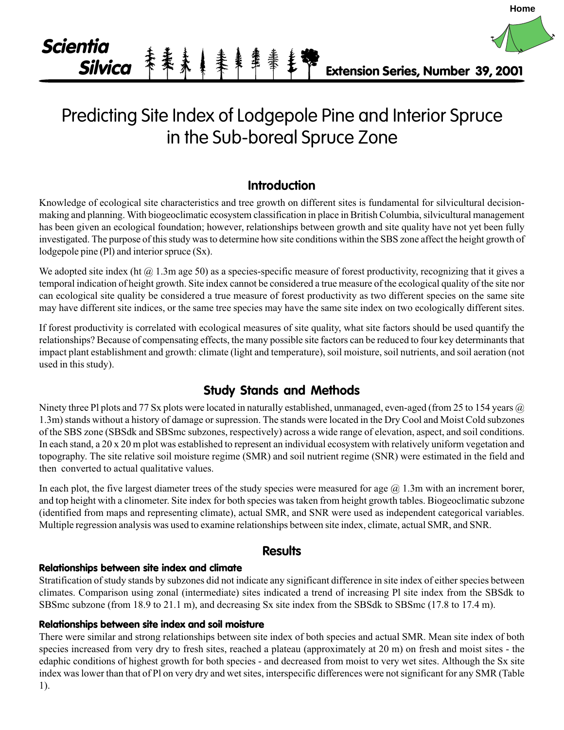Scientia Silvica

Extension Series, Number 39, 2001

# Predicting Site Index of Lodgepole Pine and Interior Spruce in the Sub-boreal Spruce Zone

## Introduction

Knowledge of ecological site characteristics and tree growth on different sites is fundamental for silvicultural decision-making and planning. With biogeoclimatic ecosystem classification in place in British Columbia, silvicultural management has been given an ecological foundation; however, relationships between growth and site quality have not yet been fully investigated. The purpose of this study was to determine how site conditions within the SBS zone affect the height growth of lodgepole pine (Pl) and interior spruce (Sx).

We adopted site index (ht @ 1.3m age 50) as a species-specific measure of forest productivity, recognizing that it gives a temporal indication of height growth. Site index cannot be considered a true measure of the ecological quality of the site nor can ecological site quality be considered a true measure of forest productivity as two different species on the same site may have different site indices, or the same tree species may have the same site index on two ecologically different sites.

If forest productivity is correlated with ecological measures of site quality, what site factors should be used quantify the relationships? Because of compensating effects, the many possible site factors can be reduced to four key determinants that impact plant establishment and growth: climate (light and temperature), soil moisture, soil nutrients, and soil aeration (not used in this study).

## Study Stands and Methods

Ninety three Pl plots and 77 Sx plots were located in naturally established, unmanaged, even-aged (from 25 to 154 years @ 1.3m) stands without a history of damage or supression. The stands were located in the Dry Cool and Moist Cold subzones of the SBS zone (SBSdk and SBSmc subzones, respectively) across a wide range of elevation, aspect, and soil conditions. In each stand, a 20 x 20 m plot was established to represent an individual ecosystem with relatively uniform vegetation and topography. The site relative soil moisture regime (SMR) and soil nutrient regime (SNR) were estimated in the field and then converted to actual qualitative values.

In each plot, the five largest diameter trees of the study species were measured for age @ 1.3m with an increment borer, and top height with a clinometer. Site index for both species was taken from height growth tables. Biogeoclimatic subzone (identified from maps and representing climate), actual SMR, and SNR were used as independent categorical variables. Multiple regression analysis was used to examine relationships between site index, climate, actual SMR, and SNR.

## Results

### Relationships between site index and climate

Stratification of study stands by subzones did not indicate any significant difference in site index of either species between climates. Comparison using zonal (intermediate) sites indicated a trend of increasing Pl site index from the SBSdk to SBSmc subzone (from 18.9 to 21.1 m), and decreasing Sx site index from the SBSdk to SBSmc (17.8 to 17.4 m).

### Relationships between site index and soil moisture

There were similar and strong relationships between site index of both species and actual SMR. Mean site index of both species increased from very dry to fresh sites, reached a plateau (approximately at 20 m) on fresh and moist sites - the edaphic conditions of highest growth for both species - and decreased from moist to very wet sites. Although the Sx site index was lower than that of Pl on very dry and wet sites, interspecific differences were not significant for any SMR (Table 1).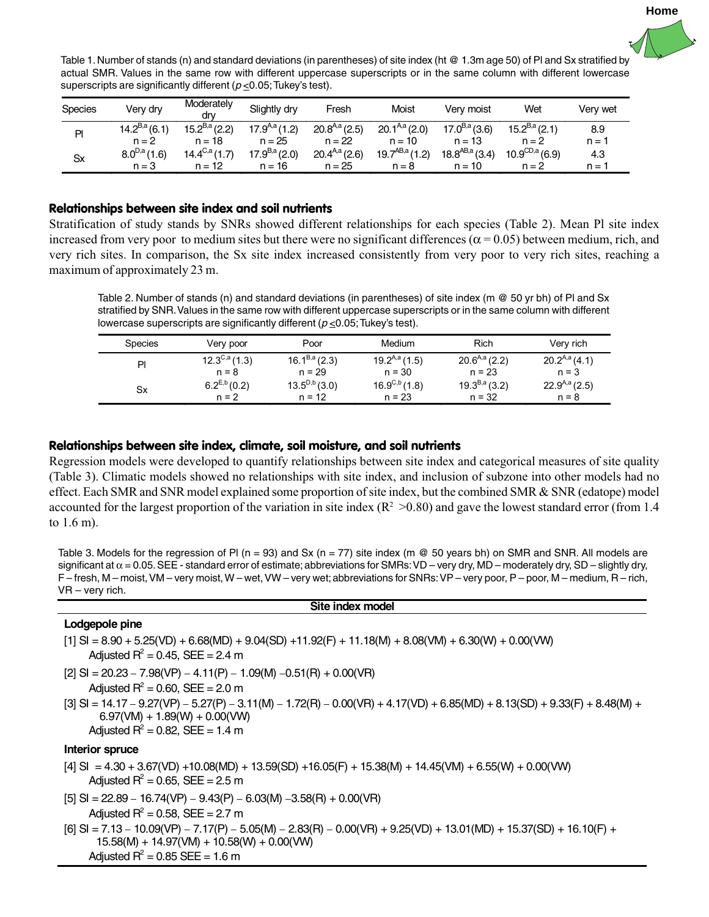Table 1. Number of stands (n) and standard deviations (in parentheses) of site index (ht @ 1.3m age 50) of Pl and Sx stratified by actual SMR. Values in the same row with different uppercase superscripts or in the same column with different lowercase superscripts are significantly different ($p \leq 0.05$; Tukey's test).

| Species | Very dry | Moderately dry | Slightly dry | Fresh | Moist | Very moist | Wet | Very wet |
|---|---|---|---|---|---|---|---|---|
| Pl | $14.2^{B,a}$ (6.1) n = 2 | $15.2^{B,a}$ (2.2) n = 18 | $17.9^{A,a}$ (1.2) n = 25 | $20.8^{A,a}$ (2.5) n = 22 | $20.1^{A,a}$ (2.0) n = 10 | $17.0^{B,a}$ (3.6) n = 13 | $15.2^{B,a}$ (2.1) n = 2 | 8.9 n = 1 |
| Sx | $8.0^{D,a}$ (1.6) n = 3 | $14.4^{C,a}$ (1.7) n = 12 | $17.9^{B,a}$ (2.0) n = 16 | $20.4^{A,a}$ (2.6) n = 25 | $19.7^{AB,a}$ (1.2) n = 8 | $18.8^{AB,a}$ (3.4) n = 10 | $10.9^{CD,a}$ (6.9) n = 2 | 4.3 n = 1 |

## Relationships between site index and soil nutrients

Stratification of study stands by SNRs showed different relationships for each species (Table 2). Mean Pl site index increased from very poor to medium sites but there were no significant differences ($\alpha = 0.05$) between medium, rich, and very rich sites. In comparison, the Sx site index increased consistently from very poor to very rich sites, reaching a maximum of approximately 23 m.

Table 2. Number of stands (n) and standard deviations (in parentheses) of site index (m @ 50 yr bh) of Pl and Sx stratified by SNR. Values in the same row with different uppercase superscripts or in the same column with different lowercase superscripts are significantly different ($p \leq 0.05$; Tukey's test).

| Species | Very poor | Poor | Medium | Rich | Very rich |
|---|---|---|---|---|---|
| Pl | $12.3^{C,a}$ (1.3) n = 8 | $16.1^{B,a}$ (2.3) n = 29 | $19.2^{A,a}$ (1.5) n = 30 | $20.6^{A,a}$ (2.2) n = 23 | $20.2^{A,a}$ (4.1) n = 3 |
| Sx | $6.2^{E,b}$ (0.2) n = 2 | $13.5^{D,b}$ (3.0) n = 12 | $16.9^{C,b}$ (1.8) n = 23 | $19.3^{B,a}$ (3.2) n = 32 | $22.9^{A,a}$ (2.5) n = 8 |

## Relationships between site index, climate, soil moisture, and soil nutrients

Regression models were developed to quantify relationships between site index and categorical measures of site quality (Table 3). Climatic models showed no relationships with site index, and inclusion of subzone into other models had no effect. Each SMR and SNR model explained some proportion of site index, but the combined SMR & SNR (edatope) model accounted for the largest proportion of the variation in site index ($R^2 > 0.80$) and gave the lowest standard error (from 1.4 to 1.6 m).

Table 3. Models for the regression of Pl (n = 93) and Sx (n = 77) site index (m @ 50 years bh) on SMR and SNR. All models are significant at $\alpha = 0.05$. SEE - standard error of estimate; abbreviations for SMRs: VD – very dry, MD – moderately dry, SD – slightly dry, F – fresh, M – moist, VM – very moist, W – wet, VW – very wet; abbreviations for SNRs: VP – very poor, P – poor, M – medium, R – rich, VR – very rich.

**Site index model**

**Lodgepole pine**

[1] SI = 8.90 + 5.25(VD) + 6.68(MD) + 9.04(SD) + 11.92(F) + 11.18(M) + 8.08(VM) + 6.30(W) + 0.00(VW)
Adjusted $R^2 = 0.45$, SEE = 2.4 m

[2] SI = 20.23 – 7.98(VP) – 4.11(P) – 1.09(M) – 0.51(R) + 0.00(VR)
Adjusted $R^2 = 0.60$, SEE = 2.0 m

[3] SI = 14.17 – 9.27(VP) – 5.27(P) – 3.11(M) – 1.72(R) – 0.00(VR) + 4.17(VD) + 6.85(MD) + 8.13(SD) + 9.33(F) + 8.48(M) + 6.97(VM) + 1.89(W) + 0.00(VW)
Adjusted $R^2 = 0.82$, SEE = 1.4 m

**Interior spruce**

[4] SI = 4.30 + 3.67(VD) + 10.08(MD) + 13.59(SD) + 16.05(F) + 15.38(M) + 14.45(VM) + 6.55(W) + 0.00(VW)
Adjusted $R^2 = 0.65$, SEE = 2.5 m

[5] SI = 22.89 – 16.74(VP) – 9.43(P) – 6.03(M) – 3.58(R) + 0.00(VR)
Adjusted $R^2 = 0.58$, SEE = 2.7 m

[6] SI = 7.13 – 10.09(VP) – 7.17(P) – 5.05(M) – 2.83(R) – 0.00(VR) + 9.25(VD) + 13.01(MD) + 15.37(SD) + 16.10(F) + 15.58(M) + 14.97(VM) + 10.58(W) + 0.00(VW)
Adjusted $R^2 = 0.85$ SEE = 1.6 m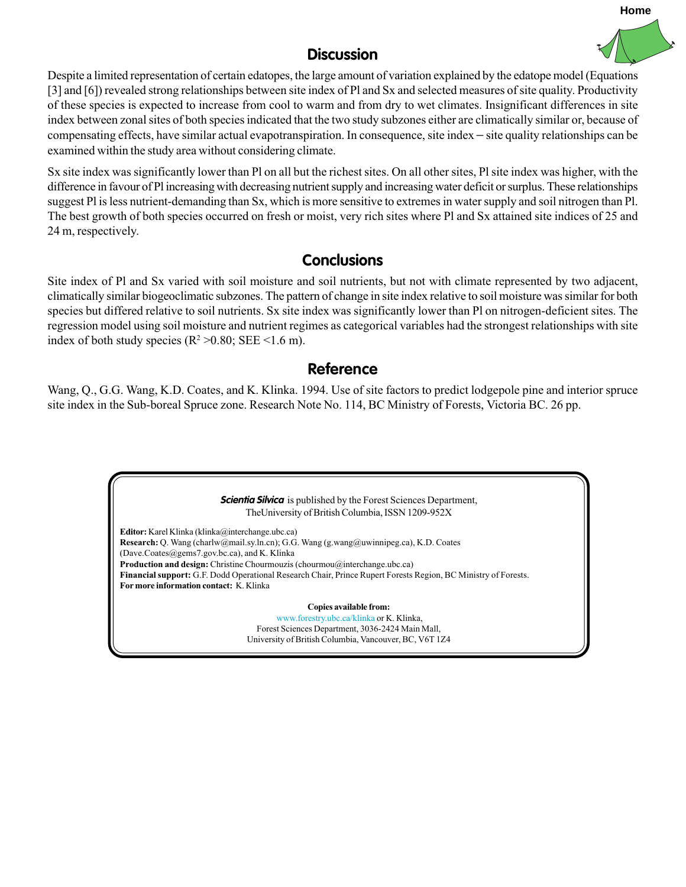## Discussion

Despite a limited representation of certain edatopes, the large amount of variation explained by the edatope model (Equations [3] and [6]) revealed strong relationships between site index of Pl and Sx and selected measures of site quality. Productivity of these species is expected to increase from cool to warm and from dry to wet climates. Insignificant differences in site index between zonal sites of both species indicated that the two study subzones either are climatically similar or, because of compensating effects, have similar actual evapotranspiration. In consequence, site index – site quality relationships can be examined within the study area without considering climate.

Sx site index was significantly lower than Pl on all but the richest sites. On all other sites, Pl site index was higher, with the difference in favour of Pl increasing with decreasing nutrient supply and increasing water deficit or surplus. These relationships suggest Pl is less nutrient-demanding than Sx, which is more sensitive to extremes in water supply and soil nitrogen than Pl. The best growth of both species occurred on fresh or moist, very rich sites where Pl and Sx attained site indices of 25 and 24 m, respectively.

## Conclusions

Site index of Pl and Sx varied with soil moisture and soil nutrients, but not with climate represented by two adjacent, climatically similar biogeoclimatic subzones. The pattern of change in site index relative to soil moisture was similar for both species but differed relative to soil nutrients. Sx site index was significantly lower than Pl on nitrogen-deficient sites. The regression model using soil moisture and nutrient regimes as categorical variables had the strongest relationships with site index of both study species ($R^2$ >0.80; SEE <1.6 m).

## Reference

Wang, Q., G.G. Wang, K.D. Coates, and K. Klinka. 1994. Use of site factors to predict lodgepole pine and interior spruce site index in the Sub-boreal Spruce zone. Research Note No. 114, BC Ministry of Forests, Victoria BC. 26 pp.

***Scientia Silvica*** is published by the Forest Sciences Department, The University of British Columbia, ISSN 1209-952X

**Editor:** Karel Klinka (klinka@interchange.ubc.ca)
**Research:** Q. Wang (charlw@mail.sy.ln.cn); G.G. Wang (g.wang@uwinnipeg.ca), K.D. Coates (Dave.Coates@gems7.gov.bc.ca), and K. Klinka
**Production and design:** Christine Chourmouzis (chourmou@interchange.ubc.ca)
**Financial support:** G.F. Dodd Operational Research Chair, Prince Rupert Forests Region, BC Ministry of Forests.
**For more information contact:** K. Klinka

**Copies available from:**
www.forestry.ubc.ca/klinka or K. Klinka,
Forest Sciences Department, 3036-2424 Main Mall,
University of British Columbia, Vancouver, BC, V6T 1Z4